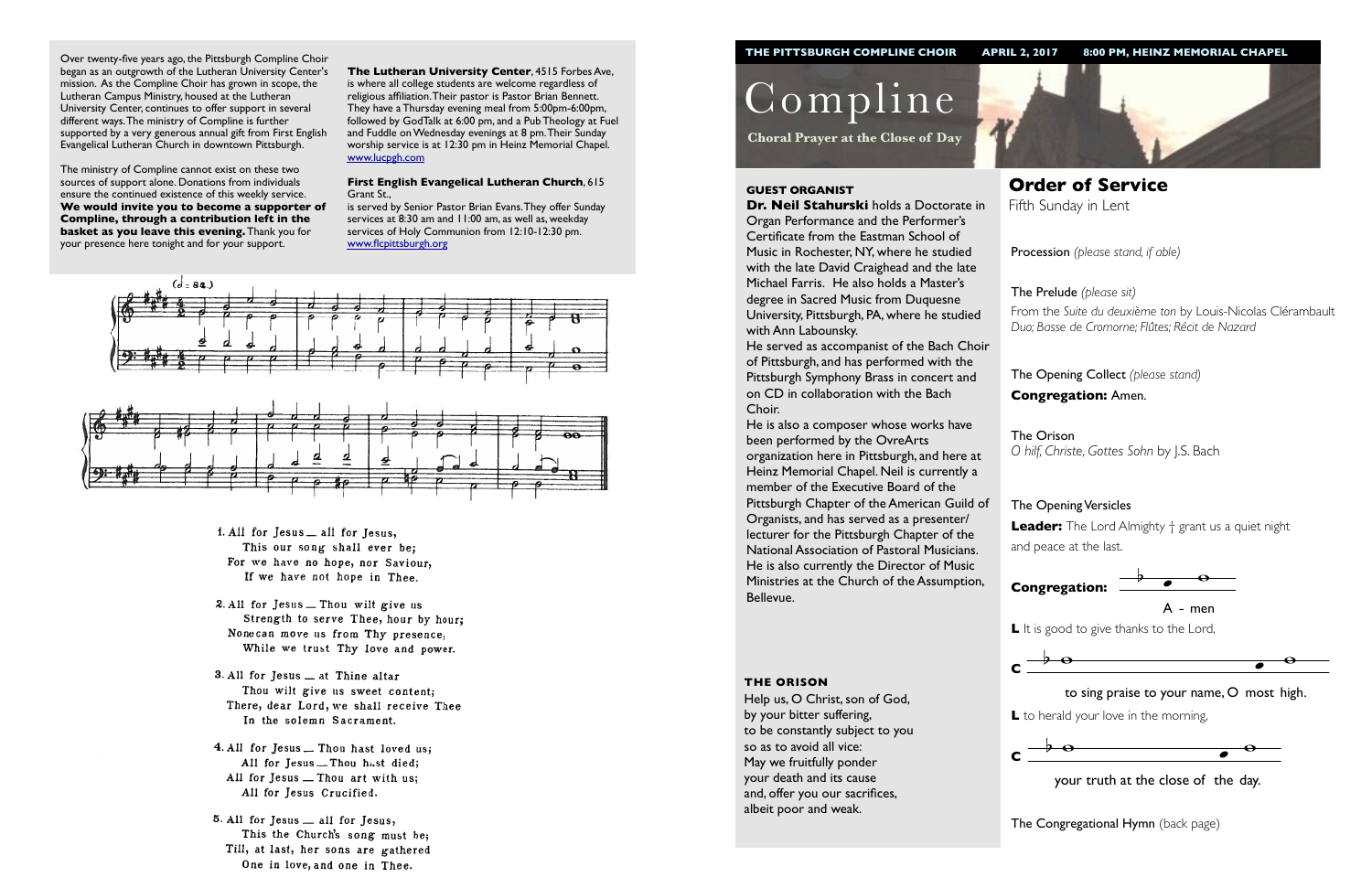Over twenty-five years ago, the Pittsburgh Compline Choir began as an outgrowth of the Lutheran University Center's mission. As the Compline Choir has grown in scope, the Lutheran Campus Ministry, housed at the Lutheran University Center, continues to offer support in several different ways. The ministry of Compline is further supported by a very generous annual gift from First English Evangelical Lutheran Church in downtown Pittsburgh.

The ministry of Compline cannot exist on these two sources of support alone. Donations from individuals ensure the continued existence of this weekly service. **We would invite you to become a supporter of Compline, through a contribution left in the basket as you leave this evening.** Thank you for your presence here tonight and for your support.

**The Lutheran University Center**, 4515 Forbes Ave, is where all college students are welcome regardless of religious affiliation. Their pastor is Pastor Brian Bennett. They have a Thursday evening meal from 5:00pm-6:00pm, followed by GodTalk at 6:00 pm, and a Pub Theology at Fuel and Fuddle on Wednesday evenings at 8 pm. Their Sunday worship service is at 12:30 pm in Heinz Memorial Chapel. www.lucpgh.com

**First English Evangelical Lutheran Church**, 615 Grant St., is served by Senior Pastor Brian Evans. They offer Sunday services at 8:30 am and 11:00 am, as well as, weekday services of Holy Communion from 12:10-12:30 pm. www.flcpittsburgh.org

1. All for Jesus — all for Jesus,
   This our song shall ever be;
   For we have no hope, nor Saviour,
   If we have not hope in Thee.

2. All for Jesus — Thou wilt give us
   Strength to serve Thee, hour by hour;
   None can move us from Thy presence,
   While we trust Thy love and power.

3. All for Jesus — at Thine altar
   Thou wilt give us sweet content;
   There, dear Lord, we shall receive Thee
   In the solemn Sacrament.

4. All for Jesus — Thou hast loved us;
   All for Jesus — Thou hast died;
   All for Jesus — Thou art with us;
   All for Jesus Crucified.

5. All for Jesus — all for Jesus,
   This the Church's song must be;
   Till, at last, her sons are gathered
   One in love, and one in Thee.

**THE PITTSBURGH COMPLINE CHOIR    APRIL 2, 2017    8:00 PM, HEINZ MEMORIAL CHAPEL**

# Compline

**Choral Prayer at the Close of Day**

### GUEST ORGANIST

**Dr. Neil Stahurski** holds a Doctorate in Organ Performance and the Performer's Certificate from the Eastman School of Music in Rochester, NY, where he studied with the late David Craighead and the late Michael Farris. He also holds a Master's degree in Sacred Music from Duquesne University, Pittsburgh, PA, where he studied with Ann Labounsky.

He served as accompanist of the Bach Choir of Pittsburgh, and has performed with the Pittsburgh Symphony Brass in concert and on CD in collaboration with the Bach Choir.

He is also a composer whose works have been performed by the OvreArts organization here in Pittsburgh, and here at Heinz Memorial Chapel. Neil is currently a member of the Executive Board of the Pittsburgh Chapter of the American Guild of Organists, and has served as a presenter/lecturer for the Pittsburgh Chapter of the National Association of Pastoral Musicians. He is also currently the Director of Music Ministries at the Church of the Assumption, Bellevue.

### THE ORISON

Help us, O Christ, son of God,
by your bitter suffering,
to be constantly subject to you
so as to avoid all vice:
May we fruitfully ponder
your death and its cause
and, offer you our sacrifices,
albeit poor and weak.

## Order of Service

Fifth Sunday in Lent

Procession *(please stand, if able)*

The Prelude *(please sit)*
From the *Suite du deuxième ton* by Louis-Nicolas Clérambault
*Duo; Basse de Cromorne; Flûtes; Récit de Nazard*

The Opening Collect *(please stand)*
**Congregation:** Amen.

The Orison
*O hilf, Christe, Gottes Sohn* by J.S. Bach

The Opening Versicles
**Leader:** The Lord Almighty † grant us a quiet night and peace at the last.

**Congregation:** A - men

**L** It is good to give thanks to the Lord,

**C** to sing praise to your name, O most high.

**L** to herald your love in the morning,

**C** your truth at the close of the day.

The Congregational Hymn (back page)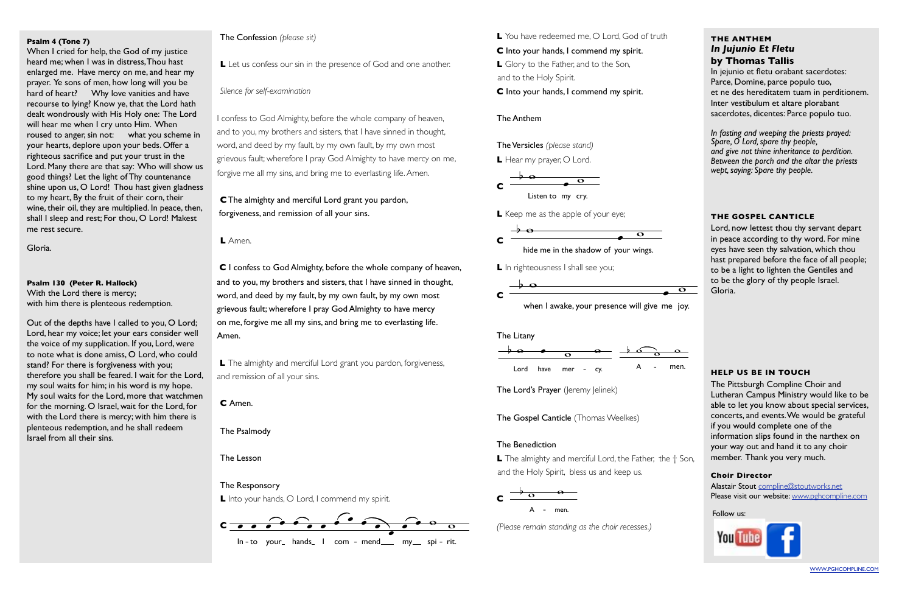**Psalm 4 (Tone 7)**

When I cried for help, the God of my justice heard me; when I was in distress, Thou hast enlarged me. Have mercy on me, and hear my prayer. Ye sons of men, how long will you be hard of heart? Why love vanities and have recourse to lying? Know ye, that the Lord hath dealt wondrously with His Holy one: The Lord will hear me when I cry unto Him. When roused to anger, sin not: what you scheme in your hearts, deplore upon your beds. Offer a righteous sacrifice and put your trust in the Lord. Many there are that say: Who will show us good things? Let the light of Thy countenance shine upon us, O Lord! Thou hast given gladness to my heart, By the fruit of their corn, their wine, their oil, they are multiplied. In peace, then, shall I sleep and rest; For thou, O Lord! Makest me rest secure.

Gloria.

**Psalm 130 (Peter R. Hallock)**

With the Lord there is mercy;
with him there is plenteous redemption.

Out of the depths have I called to you, O Lord; Lord, hear my voice; let your ears consider well the voice of my supplication. If you, Lord, were to note what is done amiss, O Lord, who could stand? For there is forgiveness with you; therefore you shall be feared. I wait for the Lord, my soul waits for him; in his word is my hope. My soul waits for the Lord, more that watchmen for the morning. O Israel, wait for the Lord, for with the Lord there is mercy; with him there is plenteous redemption, and he shall redeem Israel from all their sins.

The Confession *(please sit)*

**L** Let us confess our sin in the presence of God and one another.

*Silence for self-examination*

I confess to God Almighty, before the whole company of heaven, and to you, my brothers and sisters, that I have sinned in thought, word, and deed by my fault, by my own fault, by my own most grievous fault; wherefore I pray God Almighty to have mercy on me, forgive me all my sins, and bring me to everlasting life. Amen.

**C** The almighty and merciful Lord grant you pardon, forgiveness, and remission of all your sins.

**L** Amen.

**C** I confess to God Almighty, before the whole company of heaven, and to you, my brothers and sisters, that I have sinned in thought, word, and deed by my fault, by my own fault, by my own most grievous fault; wherefore I pray God Almighty to have mercy on me, forgive me all my sins, and bring me to everlasting life. Amen.

**L** The almighty and merciful Lord grant you pardon, forgiveness, and remission of all your sins.

**C** Amen.

The Psalmody

The Lesson

The Responsory

**L** Into your hands, O Lord, I commend my spirit.

**C** In - to your_ hands_ I com - mend___ my__ spi - rit.

**L** You have redeemed me, O Lord, God of truth

**C** Into your hands, I commend my spirit.

**L** Glory to the Father, and to the Son, and to the Holy Spirit.

**C** Into your hands, I commend my spirit.

The Anthem

The Versicles *(please stand)*

**L** Hear my prayer, O Lord.

**C** Listen to my cry.

**L** Keep me as the apple of your eye;

**C** hide me in the shadow of your wings.

**L** In righteousness I shall see you;

**C** when I awake, your presence will give me joy.

The Litany

Lord have mer - cy. A - men.

The Lord's Prayer (Jeremy Jelinek)

The Gospel Canticle (Thomas Weelkes)

The Benediction

**L** The almighty and merciful Lord, the Father, the † Son, and the Holy Spirit, bless us and keep us.

**C** A - men.

*(Please remain standing as the choir recesses.)*

## THE ANTHEM
### *In Jujunio Et Fletu*
### by Thomas Tallis

In jejunio et fletu orabant sacerdotes:
Parce, Domine, parce populo tuo,
et ne des hereditatem tuam in perditionem.
Inter vestibulum et altare plorabant sacerdotes, dicentes: Parce populo tuo.

*In fasting and weeping the priests prayed:*
*Spare, O Lord, spare thy people,*
*and give not thine inheritance to perdition.*
*Between the porch and the altar the priests wept, saying: Spare thy people.*

## THE GOSPEL CANTICLE

Lord, now lettest thou thy servant depart in peace according to thy word. For mine eyes have seen thy salvation, which thou hast prepared before the face of all people; to be a light to lighten the Gentiles and to be the glory of thy people Israel.
Gloria.

## HELP US BE IN TOUCH

The Pittsburgh Compline Choir and Lutheran Campus Ministry would like to be able to let you know about special services, concerts, and events. We would be grateful if you would complete one of the information slips found in the narthex on your way out and hand it to any choir member. Thank you very much.

**Choir Director**

Alastair Stout compline@stoutworks.net
Please visit our website: www.pghcompline.com

Follow us:

WWW.PGHCOMPLINE.COM